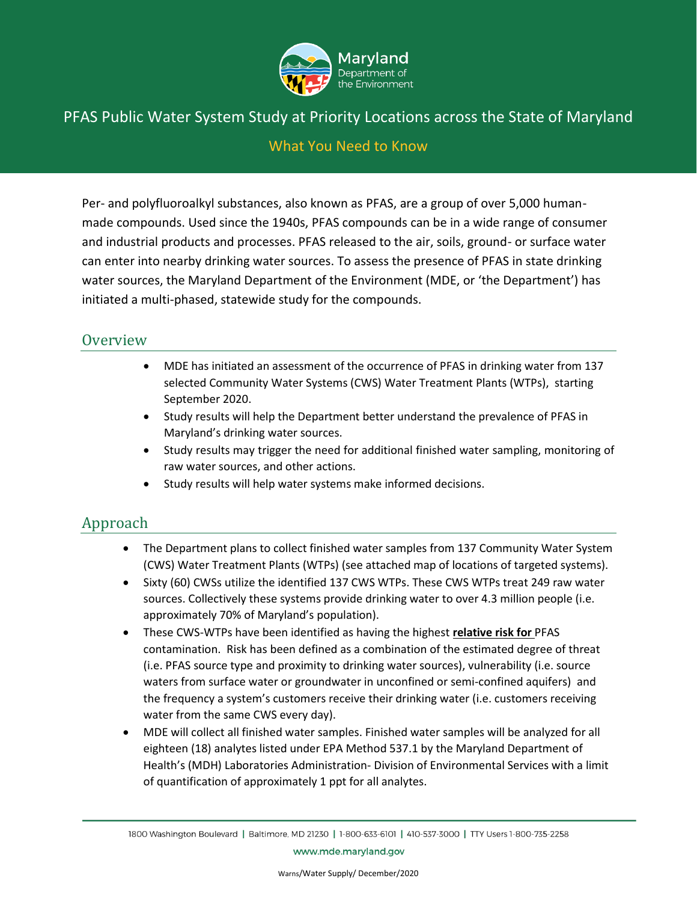# PFAS Public Water System Study at Priority Locations across the State of Maryland

## What You Need to Know

Per- and polyfluoroalkyl substances, also known as PFAS, are a group of over 5,000 human-made compounds. Used since the 1940s, PFAS compounds can be in a wide range of consumer and industrial products and processes. PFAS released to the air, soils, ground- or surface water can enter into nearby drinking water sources. To assess the presence of PFAS in state drinking water sources, the Maryland Department of the Environment (MDE, or 'the Department') has initiated a multi-phased, statewide study for the compounds.

## Overview

- MDE has initiated an assessment of the occurrence of PFAS in drinking water from 137 selected Community Water Systems (CWS) Water Treatment Plants (WTPs), starting September 2020.
- Study results will help the Department better understand the prevalence of PFAS in Maryland's drinking water sources.
- Study results may trigger the need for additional finished water sampling, monitoring of raw water sources, and other actions.
- Study results will help water systems make informed decisions.

## Approach

- The Department plans to collect finished water samples from 137 Community Water System (CWS) Water Treatment Plants (WTPs) (see attached map of locations of targeted systems).
- Sixty (60) CWSs utilize the identified 137 CWS WTPs. These CWS WTPs treat 249 raw water sources. Collectively these systems provide drinking water to over 4.3 million people (i.e. approximately 70% of Maryland's population).
- These CWS-WTPs have been identified as having the highest **relative risk for** PFAS contamination. Risk has been defined as a combination of the estimated degree of threat (i.e. PFAS source type and proximity to drinking water sources), vulnerability (i.e. source waters from surface water or groundwater in unconfined or semi-confined aquifers) and the frequency a system's customers receive their drinking water (i.e. customers receiving water from the same CWS every day).
- MDE will collect all finished water samples. Finished water samples will be analyzed for all eighteen (18) analytes listed under EPA Method 537.1 by the Maryland Department of Health's (MDH) Laboratories Administration- Division of Environmental Services with a limit of quantification of approximately 1 ppt for all analytes.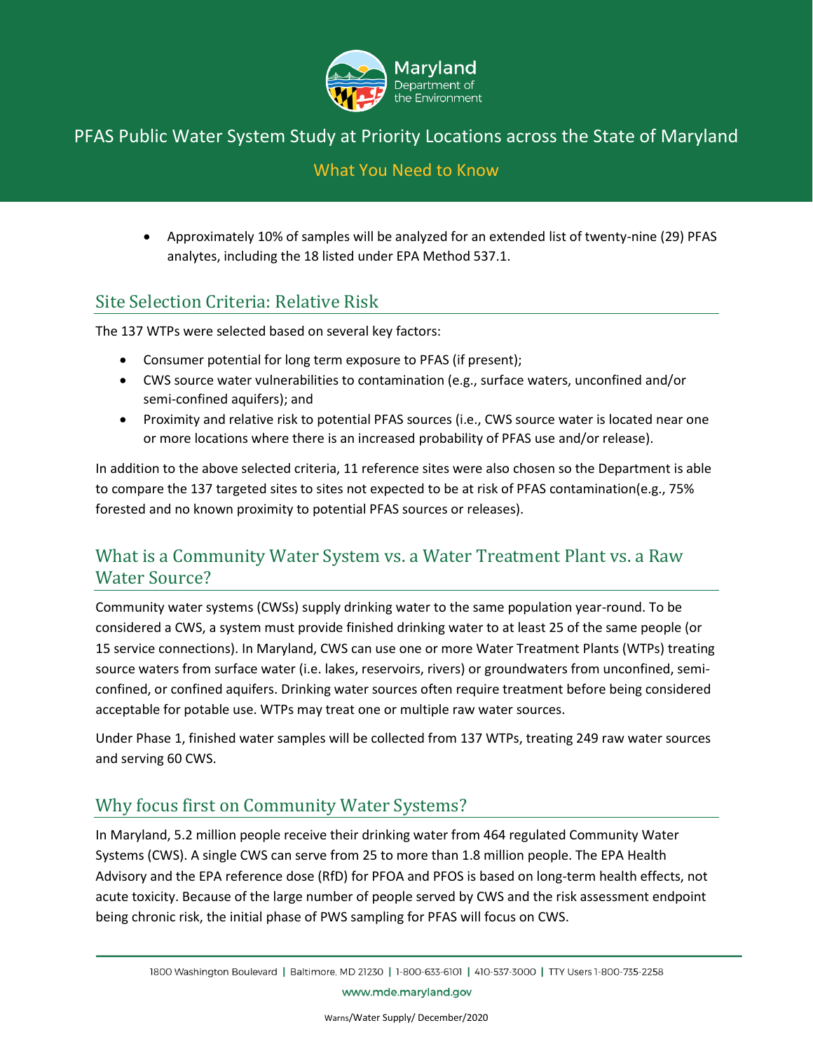- Approximately 10% of samples will be analyzed for an extended list of twenty-nine (29) PFAS analytes, including the 18 listed under EPA Method 537.1.

## Site Selection Criteria: Relative Risk

The 137 WTPs were selected based on several key factors:

- Consumer potential for long term exposure to PFAS (if present);
- CWS source water vulnerabilities to contamination (e.g., surface waters, unconfined and/or semi-confined aquifers); and
- Proximity and relative risk to potential PFAS sources (i.e., CWS source water is located near one or more locations where there is an increased probability of PFAS use and/or release).

In addition to the above selected criteria, 11 reference sites were also chosen so the Department is able to compare the 137 targeted sites to sites not expected to be at risk of PFAS contamination(e.g., 75% forested and no known proximity to potential PFAS sources or releases).

## What is a Community Water System vs. a Water Treatment Plant vs. a Raw Water Source?

Community water systems (CWSs) supply drinking water to the same population year-round. To be considered a CWS, a system must provide finished drinking water to at least 25 of the same people (or 15 service connections). In Maryland, CWS can use one or more Water Treatment Plants (WTPs) treating source waters from surface water (i.e. lakes, reservoirs, rivers) or groundwaters from unconfined, semi-confined, or confined aquifers. Drinking water sources often require treatment before being considered acceptable for potable use. WTPs may treat one or multiple raw water sources.

Under Phase 1, finished water samples will be collected from 137 WTPs, treating 249 raw water sources and serving 60 CWS.

## Why focus first on Community Water Systems?

In Maryland, 5.2 million people receive their drinking water from 464 regulated Community Water Systems (CWS). A single CWS can serve from 25 to more than 1.8 million people. The EPA Health Advisory and the EPA reference dose (RfD) for PFOA and PFOS is based on long-term health effects, not acute toxicity. Because of the large number of people served by CWS and the risk assessment endpoint being chronic risk, the initial phase of PWS sampling for PFAS will focus on CWS.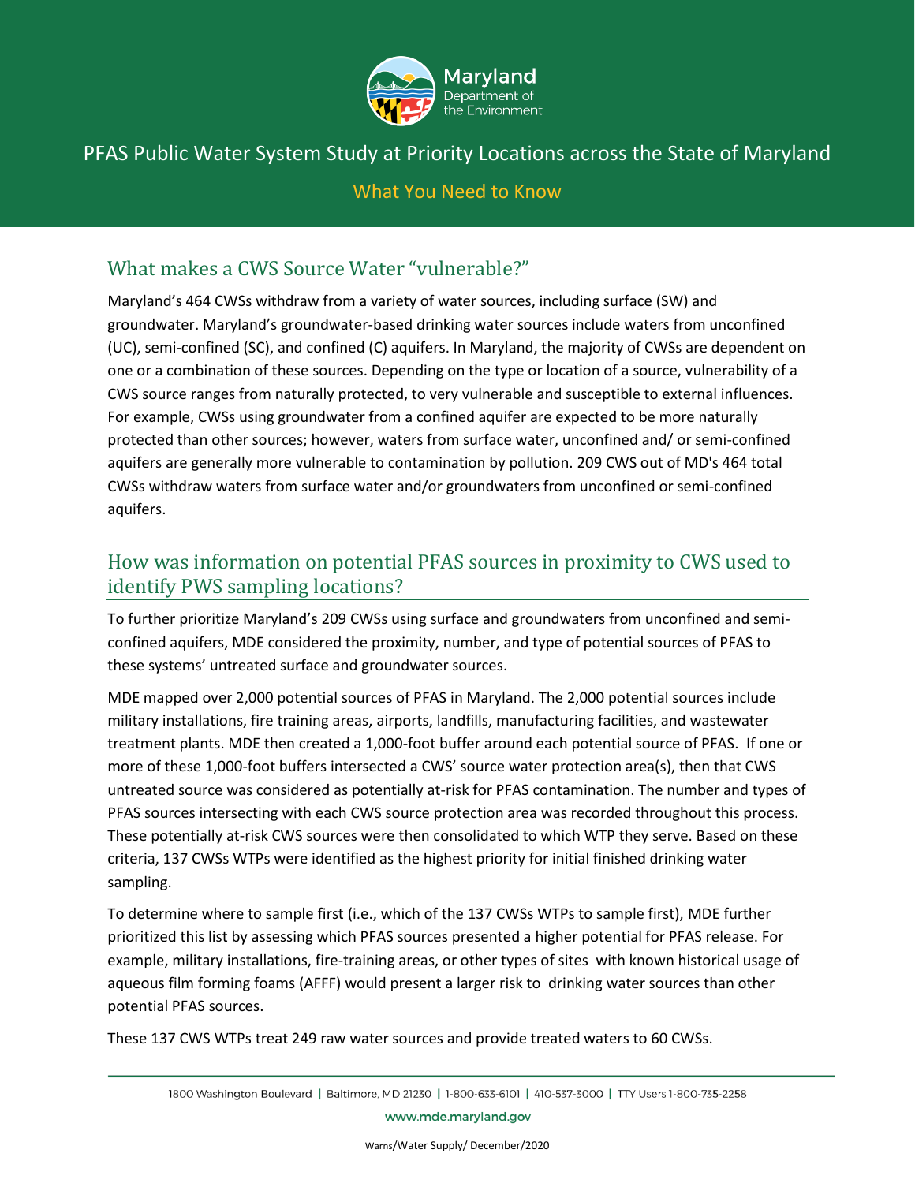# PFAS Public Water System Study at Priority Locations across the State of Maryland

## What You Need to Know

## What makes a CWS Source Water "vulnerable?"

Maryland's 464 CWSs withdraw from a variety of water sources, including surface (SW) and groundwater. Maryland's groundwater-based drinking water sources include waters from unconfined (UC), semi-confined (SC), and confined (C) aquifers. In Maryland, the majority of CWSs are dependent on one or a combination of these sources. Depending on the type or location of a source, vulnerability of a CWS source ranges from naturally protected, to very vulnerable and susceptible to external influences. For example, CWSs using groundwater from a confined aquifer are expected to be more naturally protected than other sources; however, waters from surface water, unconfined and/ or semi-confined aquifers are generally more vulnerable to contamination by pollution. 209 CWS out of MD's 464 total CWSs withdraw waters from surface water and/or groundwaters from unconfined or semi-confined aquifers.

## How was information on potential PFAS sources in proximity to CWS used to identify PWS sampling locations?

To further prioritize Maryland's 209 CWSs using surface and groundwaters from unconfined and semi-confined aquifers, MDE considered the proximity, number, and type of potential sources of PFAS to these systems' untreated surface and groundwater sources.

MDE mapped over 2,000 potential sources of PFAS in Maryland. The 2,000 potential sources include military installations, fire training areas, airports, landfills, manufacturing facilities, and wastewater treatment plants. MDE then created a 1,000-foot buffer around each potential source of PFAS. If one or more of these 1,000-foot buffers intersected a CWS' source water protection area(s), then that CWS untreated source was considered as potentially at-risk for PFAS contamination. The number and types of PFAS sources intersecting with each CWS source protection area was recorded throughout this process. These potentially at-risk CWS sources were then consolidated to which WTP they serve. Based on these criteria, 137 CWSs WTPs were identified as the highest priority for initial finished drinking water sampling.

To determine where to sample first (i.e., which of the 137 CWSs WTPs to sample first), MDE further prioritized this list by assessing which PFAS sources presented a higher potential for PFAS release. For example, military installations, fire-training areas, or other types of sites with known historical usage of aqueous film forming foams (AFFF) would present a larger risk to drinking water sources than other potential PFAS sources.

These 137 CWS WTPs treat 249 raw water sources and provide treated waters to 60 CWSs.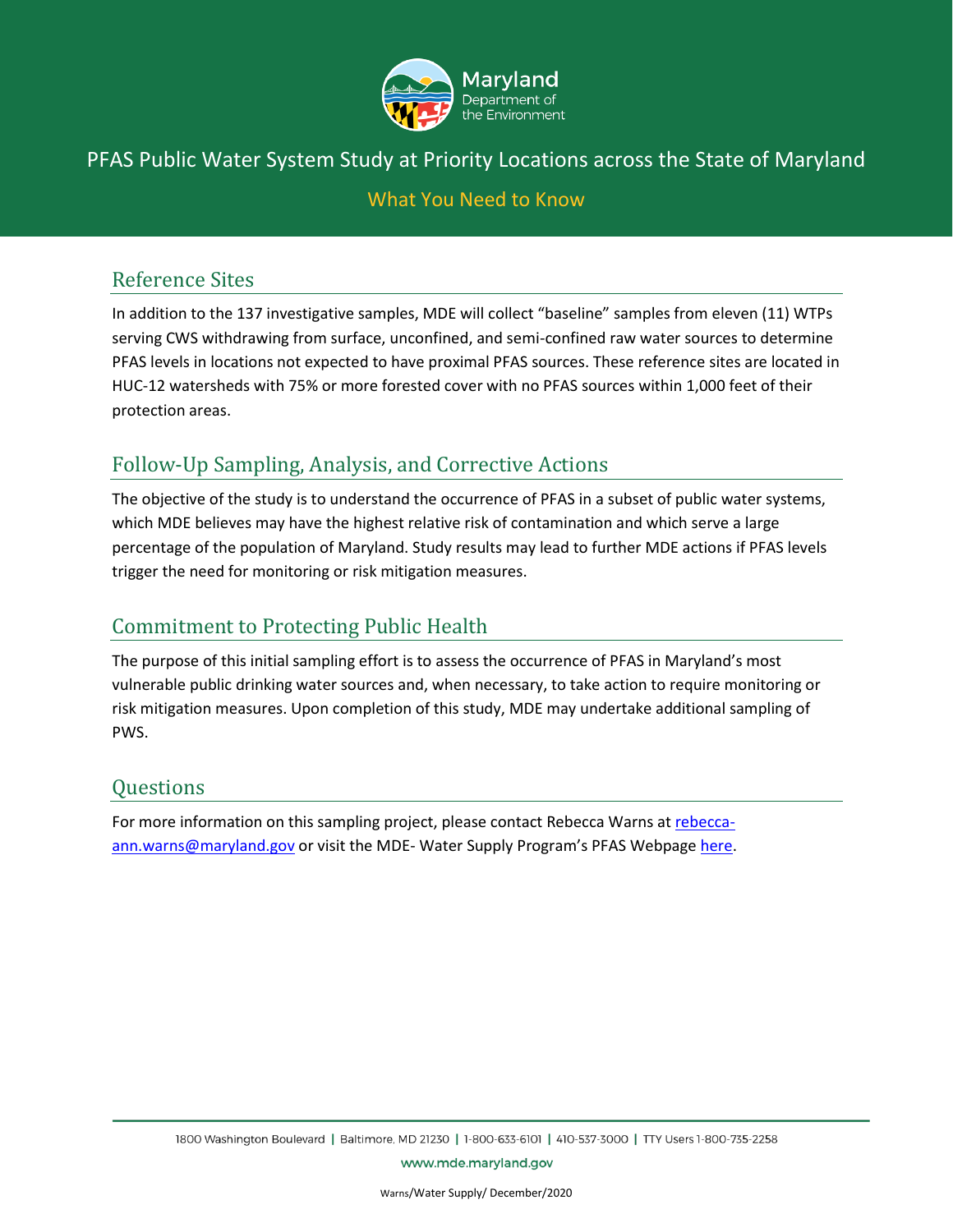# PFAS Public Water System Study at Priority Locations across the State of Maryland

## What You Need to Know

## Reference Sites

In addition to the 137 investigative samples, MDE will collect "baseline" samples from eleven (11) WTPs serving CWS withdrawing from surface, unconfined, and semi-confined raw water sources to determine PFAS levels in locations not expected to have proximal PFAS sources. These reference sites are located in HUC-12 watersheds with 75% or more forested cover with no PFAS sources within 1,000 feet of their protection areas.

## Follow-Up Sampling, Analysis, and Corrective Actions

The objective of the study is to understand the occurrence of PFAS in a subset of public water systems, which MDE believes may have the highest relative risk of contamination and which serve a large percentage of the population of Maryland. Study results may lead to further MDE actions if PFAS levels trigger the need for monitoring or risk mitigation measures.

## Commitment to Protecting Public Health

The purpose of this initial sampling effort is to assess the occurrence of PFAS in Maryland's most vulnerable public drinking water sources and, when necessary, to take action to require monitoring or risk mitigation measures. Upon completion of this study, MDE may undertake additional sampling of PWS.

## Questions

For more information on this sampling project, please contact Rebecca Warns at rebecca-ann.warns@maryland.gov or visit the MDE- Water Supply Program's PFAS Webpage here.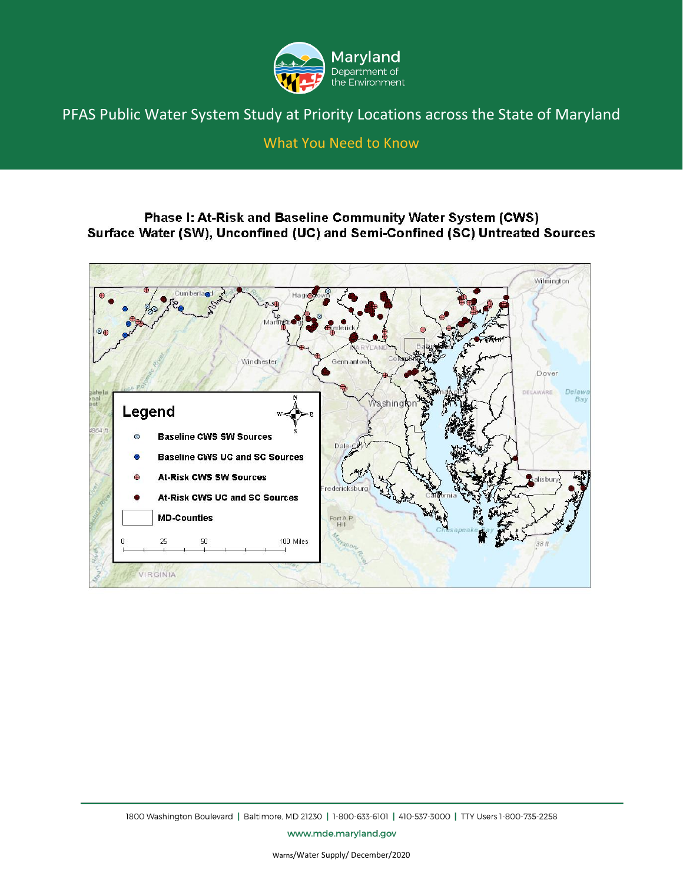PFAS Public Water System Study at Priority Locations across the State of Maryland

What You Need to Know

## Phase I: At-Risk and Baseline Community Water System (CWS) Surface Water (SW), Unconfined (UC) and Semi-Confined (SC) Untreated Sources

Legend

Baseline CWS SW Sources

Baseline CWS UC and SC Sources

At-Risk CWS SW Sources

At-Risk CWS UC and SC Sources

MD-Counties

0 25 50 100 Miles

1800 Washington Boulevard | Baltimore, MD 21230 | 1-800-633-6101 | 410-537-3000 | TTY Users 1-800-735-2258

www.mde.maryland.gov

Warns/Water Supply/ December/2020